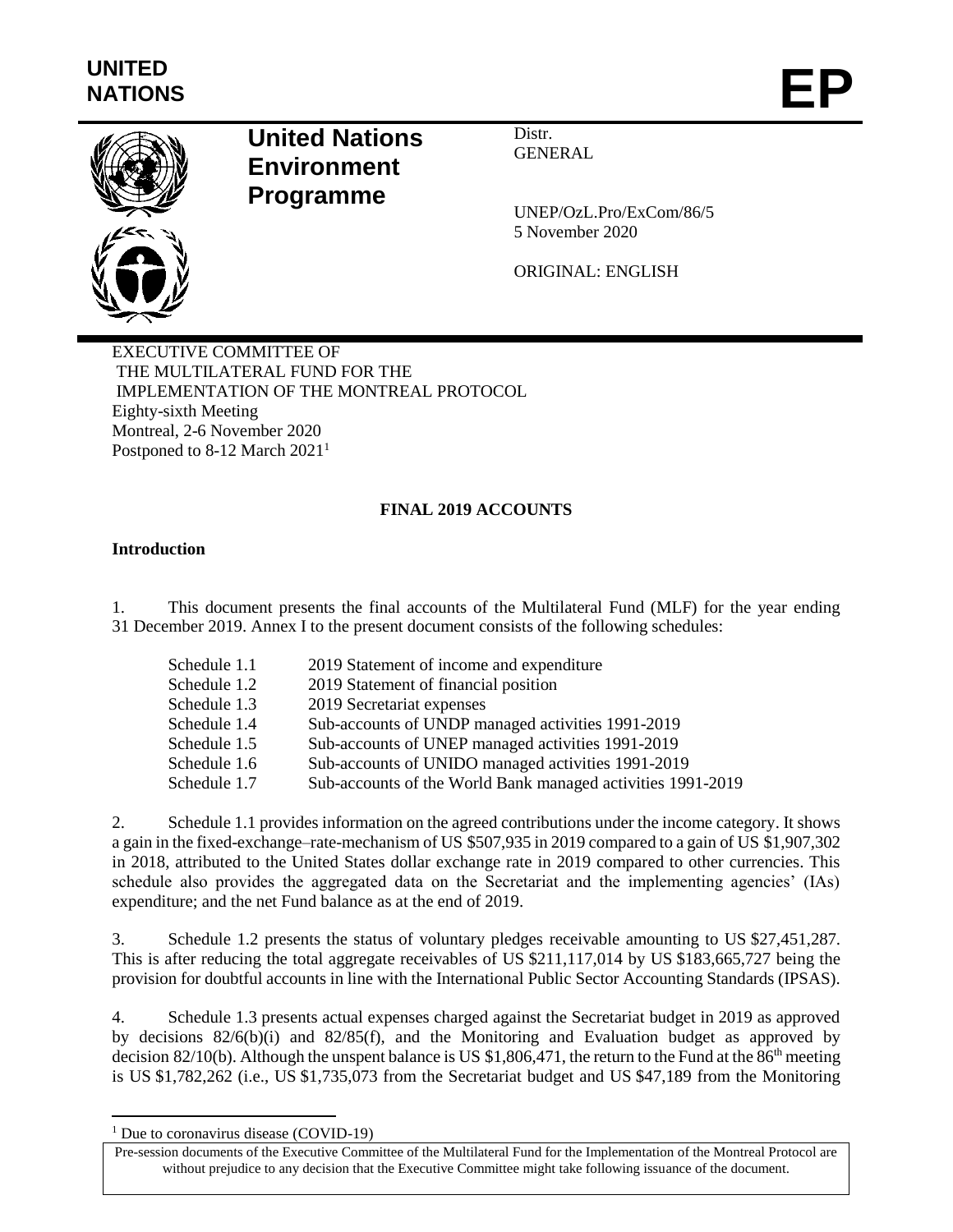UNITED NATIONS

# EP

**United Nations Environment Programme**

Distr.
GENERAL

UNEP/OzL.Pro/ExCom/86/5
5 November 2020

ORIGINAL: ENGLISH

EXECUTIVE COMMITTEE OF
THE MULTILATERAL FUND FOR THE
IMPLEMENTATION OF THE MONTREAL PROTOCOL
Eighty-sixth Meeting
Montreal, 2-6 November 2020
Postponed to 8-12 March 2021[1]

## FINAL 2019 ACCOUNTS

### Introduction

1. This document presents the final accounts of the Multilateral Fund (MLF) for the year ending 31 December 2019. Annex I to the present document consists of the following schedules:

| | |
|---|---|
| Schedule 1.1 | 2019 Statement of income and expenditure |
| Schedule 1.2 | 2019 Statement of financial position |
| Schedule 1.3 | 2019 Secretariat expenses |
| Schedule 1.4 | Sub-accounts of UNDP managed activities 1991-2019 |
| Schedule 1.5 | Sub-accounts of UNEP managed activities 1991-2019 |
| Schedule 1.6 | Sub-accounts of UNIDO managed activities 1991-2019 |
| Schedule 1.7 | Sub-accounts of the World Bank managed activities 1991-2019 |

2. Schedule 1.1 provides information on the agreed contributions under the income category. It shows a gain in the fixed-exchange–rate-mechanism of US $507,935 in 2019 compared to a gain of US $1,907,302 in 2018, attributed to the United States dollar exchange rate in 2019 compared to other currencies. This schedule also provides the aggregated data on the Secretariat and the implementing agencies' (IAs) expenditure; and the net Fund balance as at the end of 2019.

3. Schedule 1.2 presents the status of voluntary pledges receivable amounting to US $27,451,287. This is after reducing the total aggregate receivables of US $211,117,014 by US $183,665,727 being the provision for doubtful accounts in line with the International Public Sector Accounting Standards (IPSAS).

4. Schedule 1.3 presents actual expenses charged against the Secretariat budget in 2019 as approved by decisions 82/6(b)(i) and 82/85(f), and the Monitoring and Evaluation budget as approved by decision 82/10(b). Although the unspent balance is US $1,806,471, the return to the Fund at the 86th meeting is US $1,782,262 (i.e., US $1,735,073 from the Secretariat budget and US $47,189 from the Monitoring

[1] Due to coronavirus disease (COVID-19)

Pre-session documents of the Executive Committee of the Multilateral Fund for the Implementation of the Montreal Protocol are without prejudice to any decision that the Executive Committee might take following issuance of the document.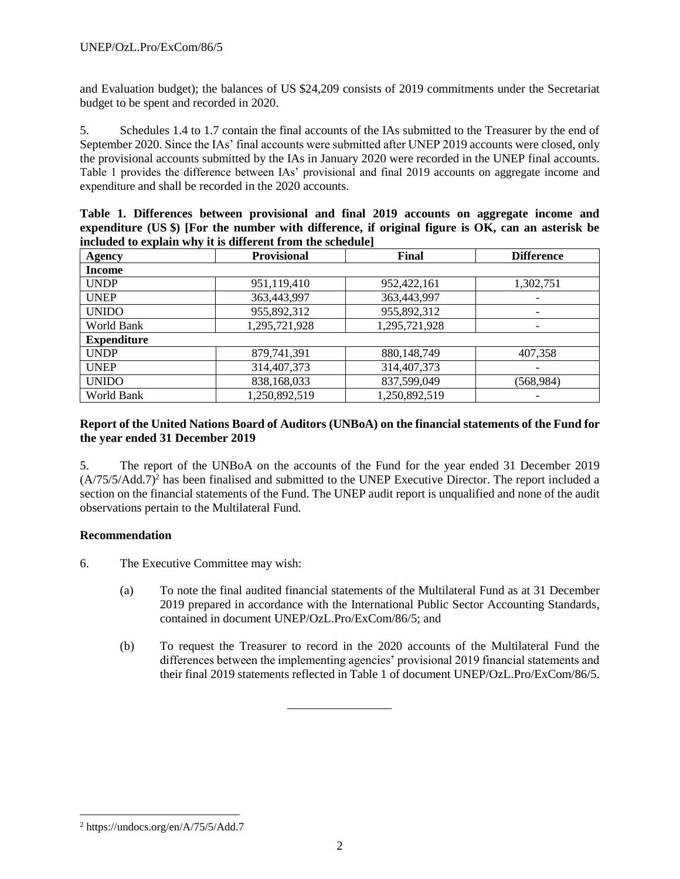and Evaluation budget); the balances of US $24,209 consists of 2019 commitments under the Secretariat budget to be spent and recorded in 2020.

5. Schedules 1.4 to 1.7 contain the final accounts of the IAs submitted to the Treasurer by the end of September 2020. Since the IAs' final accounts were submitted after UNEP 2019 accounts were closed, only the provisional accounts submitted by the IAs in January 2020 were recorded in the UNEP final accounts. Table 1 provides the difference between IAs' provisional and final 2019 accounts on aggregate income and expenditure and shall be recorded in the 2020 accounts.

**Table 1. Differences between provisional and final 2019 accounts on aggregate income and expenditure (US $) [For the number with difference, if original figure is OK, can an asterisk be included to explain why it is different from the schedule]**

| Agency | Provisional | Final | Difference |
|---|---|---|---|
| **Income** | | | |
| UNDP | 951,119,410 | 952,422,161 | 1,302,751 |
| UNEP | 363,443,997 | 363,443,997 | - |
| UNIDO | 955,892,312 | 955,892,312 | - |
| World Bank | 1,295,721,928 | 1,295,721,928 | - |
| **Expenditure** | | | |
| UNDP | 879,741,391 | 880,148,749 | 407,358 |
| UNEP | 314,407,373 | 314,407,373 | - |
| UNIDO | 838,168,033 | 837,599,049 | (568,984) |
| World Bank | 1,250,892,519 | 1,250,892,519 | - |

**Report of the United Nations Board of Auditors (UNBoA) on the financial statements of the Fund for the year ended 31 December 2019**

5. The report of the UNBoA on the accounts of the Fund for the year ended 31 December 2019 (A/75/5/Add.7)[2] has been finalised and submitted to the UNEP Executive Director. The report included a section on the financial statements of the Fund. The UNEP audit report is unqualified and none of the audit observations pertain to the Multilateral Fund.

**Recommendation**

6. The Executive Committee may wish:

(a) To note the final audited financial statements of the Multilateral Fund as at 31 December 2019 prepared in accordance with the International Public Sector Accounting Standards, contained in document UNEP/OzL.Pro/ExCom/86/5; and

(b) To request the Treasurer to record in the 2020 accounts of the Multilateral Fund the differences between the implementing agencies' provisional 2019 financial statements and their final 2019 statements reflected in Table 1 of document UNEP/OzL.Pro/ExCom/86/5.

---

[2] https://undocs.org/en/A/75/5/Add.7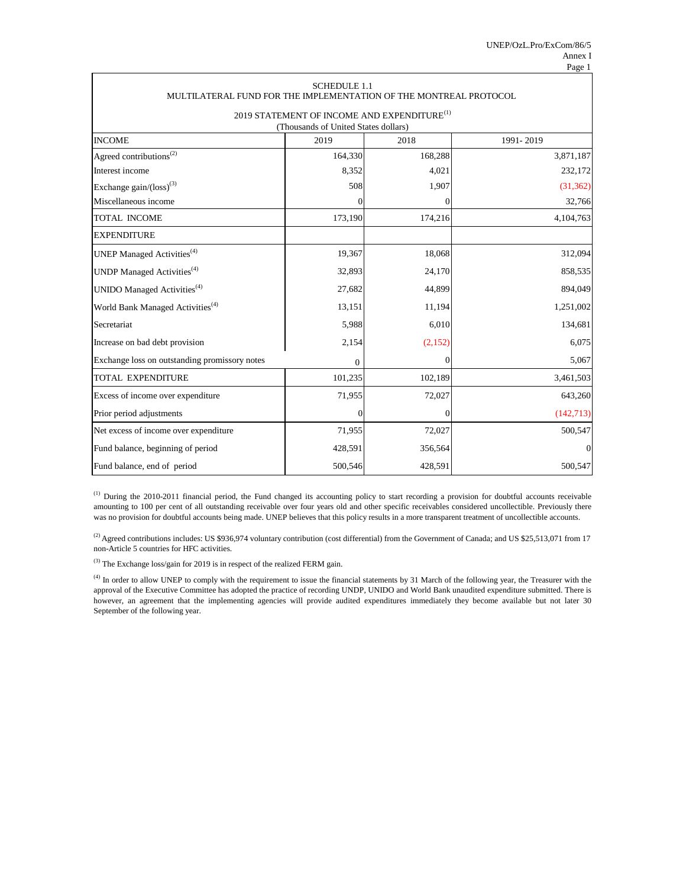SCHEDULE 1.1

MULTILATERAL FUND FOR THE IMPLEMENTATION OF THE MONTREAL PROTOCOL

2019 STATEMENT OF INCOME AND EXPENDITURE[(1)]

(Thousands of United States dollars)

| INCOME | 2019 | 2018 | 1991- 2019 |
|---|---|---|---|
| Agreed contributions[(2)] | 164,330 | 168,288 | 3,871,187 |
| Interest income | 8,352 | 4,021 | 232,172 |
| Exchange gain/(loss)[(3)] | 508 | 1,907 | (31,362) |
| Miscellaneous income | 0 | 0 | 32,766 |
| TOTAL INCOME | 173,190 | 174,216 | 4,104,763 |
| EXPENDITURE | | | |
| UNEP Managed Activities[(4)] | 19,367 | 18,068 | 312,094 |
| UNDP Managed Activities[(4)] | 32,893 | 24,170 | 858,535 |
| UNIDO Managed Activities[(4)] | 27,682 | 44,899 | 894,049 |
| World Bank Managed Activities[(4)] | 13,151 | 11,194 | 1,251,002 |
| Secretariat | 5,988 | 6,010 | 134,681 |
| Increase on bad debt provision | 2,154 | (2,152) | 6,075 |
| Exchange loss on outstanding promissory notes | 0 | 0 | 5,067 |
| TOTAL EXPENDITURE | 101,235 | 102,189 | 3,461,503 |
| Excess of income over expenditure | 71,955 | 72,027 | 643,260 |
| Prior period adjustments | 0 | 0 | (142,713) |
| Net excess of income over expenditure | 71,955 | 72,027 | 500,547 |
| Fund balance, beginning of period | 428,591 | 356,564 | 0 |
| Fund balance, end of period | 500,546 | 428,591 | 500,547 |

[(1)] During the 2010-2011 financial period, the Fund changed its accounting policy to start recording a provision for doubtful accounts receivable amounting to 100 per cent of all outstanding receivable over four years old and other specific receivables considered uncollectible. Previously there was no provision for doubtful accounts being made. UNEP believes that this policy results in a more transparent treatment of uncollectible accounts.

[(2)] Agreed contributions includes: US $936,974 voluntary contribution (cost differential) from the Government of Canada; and US $25,513,071 from 17 non-Article 5 countries for HFC activities.

[(3)] The Exchange loss/gain for 2019 is in respect of the realized FERM gain.

[(4)] In order to allow UNEP to comply with the requirement to issue the financial statements by 31 March of the following year, the Treasurer with the approval of the Executive Committee has adopted the practice of recording UNDP, UNIDO and World Bank unaudited expenditure submitted. There is however, an agreement that the implementing agencies will provide audited expenditures immediately they become available but not later 30 September of the following year.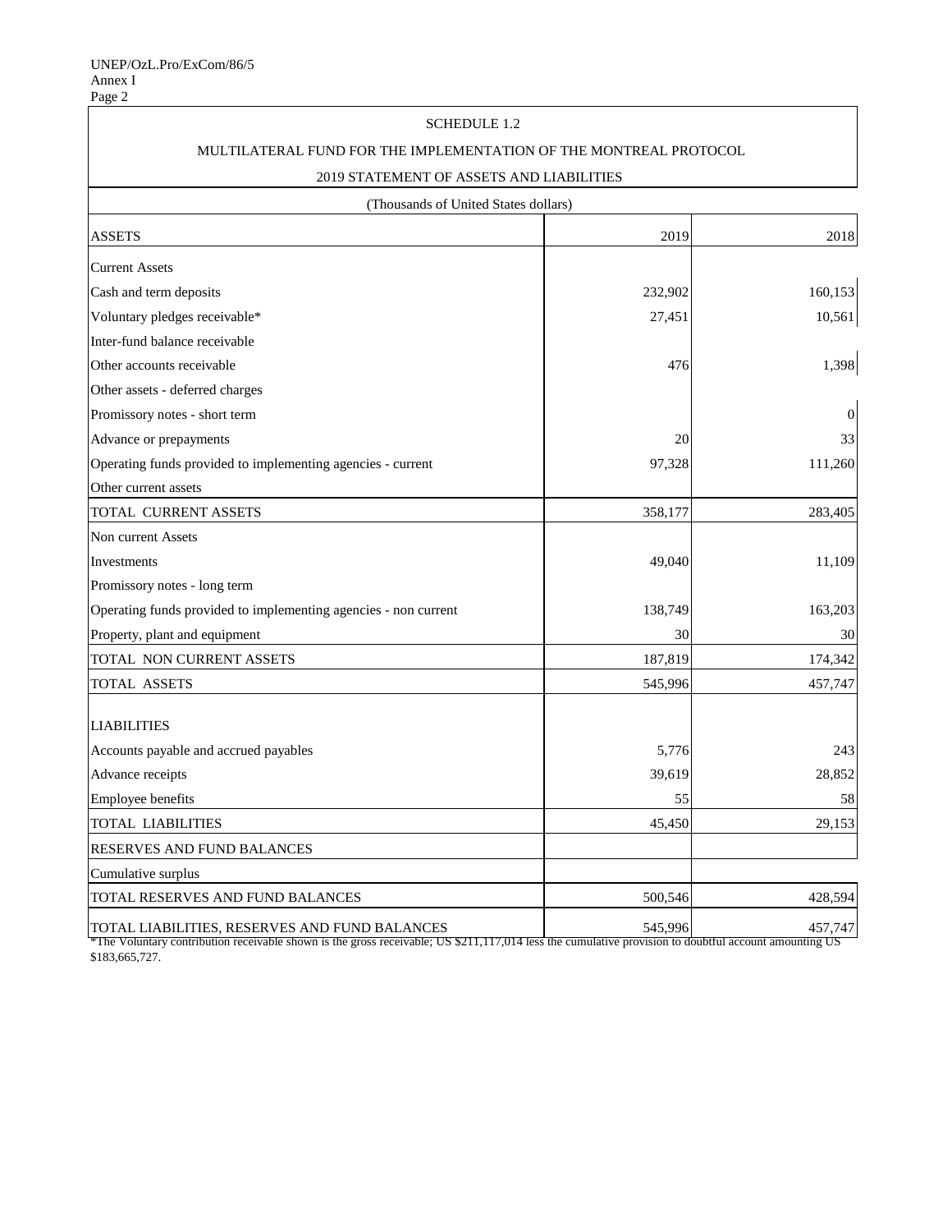SCHEDULE 1.2

MULTILATERAL FUND FOR THE IMPLEMENTATION OF THE MONTREAL PROTOCOL

2019 STATEMENT OF ASSETS AND LIABILITIES

(Thousands of United States dollars)

| ASSETS | 2019 | 2018 |
|---|---|---|
| Current Assets | | |
| Cash and term deposits | 232,902 | 160,153 |
| Voluntary pledges receivable* | 27,451 | 10,561 |
| Inter-fund balance receivable | | |
| Other accounts receivable | 476 | 1,398 |
| Other assets - deferred charges | | |
| Promissory notes - short term | | 0 |
| Advance or prepayments | 20 | 33 |
| Operating funds provided to implementing agencies - current | 97,328 | 111,260 |
| Other current assets | | |
| TOTAL CURRENT ASSETS | 358,177 | 283,405 |
| Non current Assets | | |
| Investments | 49,040 | 11,109 |
| Promissory notes - long term | | |
| Operating funds provided to implementing agencies - non current | 138,749 | 163,203 |
| Property, plant and equipment | 30 | 30 |
| TOTAL NON CURRENT ASSETS | 187,819 | 174,342 |
| TOTAL ASSETS | 545,996 | 457,747 |
| LIABILITIES | | |
| Accounts payable and accrued payables | 5,776 | 243 |
| Advance receipts | 39,619 | 28,852 |
| Employee benefits | 55 | 58 |
| TOTAL LIABILITIES | 45,450 | 29,153 |
| RESERVES AND FUND BALANCES | | |
| Cumulative surplus | | |
| TOTAL RESERVES AND FUND BALANCES | 500,546 | 428,594 |
| TOTAL LIABILITIES, RESERVES AND FUND BALANCES | 545,996 | 457,747 |

*The Voluntary contribution receivable shown is the gross receivable; US $211,117,014 less the cumulative provision to doubtful account amounting US $183,665,727.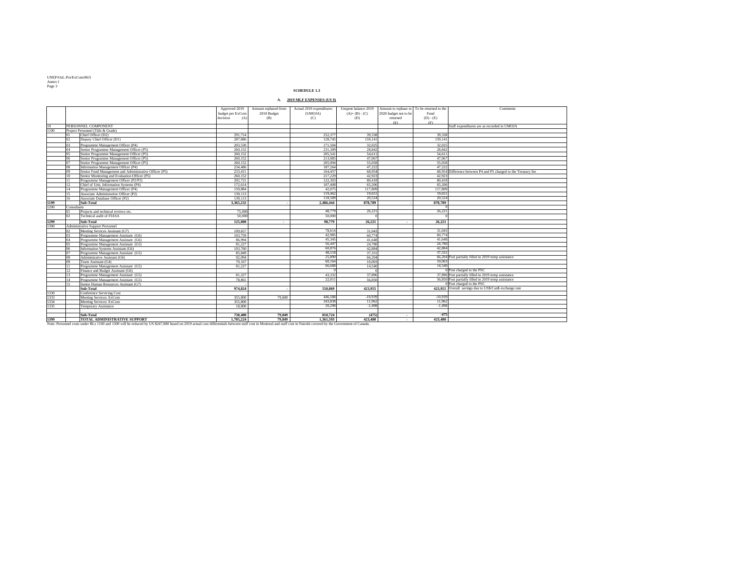**SCHEDULE 1.3**

**A. 2019 MLF EXPENSES (US $)**

| | | | Approved 2019 budget per ExCom decision (A) | Amount rephased from 2018 Budget (B) | Actual 2019 expenditures (UMOJA) (C) | Unspent balance 2019 (A)+ (B) - (C) (D) | Amount to rephase to 2020 budget not to be returned (E) | To be returned to the Fund (D) - (E) (F) | Comments |
|---|---|---|---|---|---|---|---|---|---|
| 10 | PERSONNEL COMPONENT | | | | | | | | Staff expenditures are as recorded in UMOJA |
| 1100 | Project Personnel (Title & Grade) | | | | | | | | |
| | 01 | Chief Officer (D2) | 291,714 | | 252,377 | 39,338 | | 39,338 | |
| | 02 | Deputy Chief Officer (D1) | 287,886 | | 128,745 | 159,141 | | 159,141 | |
| | 03 | Programme Management Officer (P4) | 203,530 | | 171,504 | 32,025 | | 32,025 | |
| | 04 | Senior Programme Management Officer (P5) | 260,152 | | 231,309 | 28,842 | | 28,842 | |
| | 05 | Senior Programme Management Officer (P5) | 260,152 | | 205,541 | 54,611 | | 54,611 | |
| | 06 | Senior Programme Management Officer (P5) | 260,152 | | 213,085 | 47,067 | | 47,067 | |
| | 07 | Senior Programme Management Officer (P5) | 260,152 | | 205,094 | 55,058 | | 55,058 | |
| | 08 | Information Management Officer (P4) | 234,486 | | 187,264 | 47,222 | | 47,222 | |
| | 09 | Senior Fund Management and Administrative Officer (P5) | 233,411 | | 164,457 | 68,954 | | 68,954 | Difference between P4 and P5 charged to the Treasury fee |
| | 10 | Senior Monitoring and Evaluation Officer (P5) | 260,152 | | 217,229 | 42,923 | | 42,923 | |
| | 11 | Programme Management Officer (P2/P3) | 202,721 | | 122,303 | 80,418 | | 80,418 | |
| | 12 | Chief of Unit, Information Systems (P4) | 172,614 | | 107,408 | 65,206 | | 65,206 | |
| | 14 | Programme Management Officer (P4) | 159,884 | | 42,075 | 117,809 | | 117,809 | |
| | 15 | Associate Administrative Officer (P2) | 139,113 | | 119,462 | 19,651 | | 19,651 | |
| | 16 | Associate Database Officer (P2) | 139,113 | | 118,589 | 20,524 | | 20,524 | |
| **1199** | | **Sub-Total** | **3,365,232** | **-** | **2,486,444** | **878,789** | **-** | **878,789** | |
| 1200 | Consultants | | | | | | | 0 | |
| | 01 | Projects and technical reviews etc. | 75,000 | | 48,779 | 26,221 | | 26,221 | |
| | 02 | Technical audit of FIASA | 50,000 | | 50,000 | 0 | | 0 | |
| **1299** | | **Sub-Total** | **125,000** | **-** | **98,779** | **26,221** | **-** | **26,221** | |
| 1300 | Administrative Support Personnel | | | | | | | | |
| | 02 | Meeting Services Assistant (G7) | 109,657 | | 78,614 | 31,043 | | 31,043 | |
| | 03 | Programme Management Assistant (G6) | 103,759 | | 42,985 | 60,774 | | 60,774 | |
| | 04 | Programme Management Assistant (G6) | 86,994 | | 45,345 | 41,648 | | 41,648 | |
| | 05 | Programme Management Assistant (G5) | 81,227 | | 56,447 | 24,780 | | 24,780 | |
| | 06 | Information Systems Assistant (G6) | 103,760 | | 60,876 | 42,884 | | 42,884 | |
| | 07 | Programme Management Assistant (G5) | 85,849 | | 48,518 | 37,331 | | 37,331 | |
| | 08 | Administrative Assistant (G6) | 92,094 | | 25,890 | 66,204 | | 66,204 | Post partially filled in 2019 temp assistance |
| | 09 | Team Assistant (G4) | 70,167 | | 60,164 | 10,003 | | 10,003 | |
| | 11 | Programme Management Assistant (G5) | 81,227 | | 66,688 | 14,540 | | 14,540 | |
| | 12 | Finance and Budget Assistant (G6) | | | 0 | 0 | | 0 | Post charged to the PSC |
| | 13 | Programme Management Assistant (G5) | 81,227 | | 43,332 | 37,896 | | 37,896 | Post partially filled in 2019 temp assistance |
| | 14 | Programme Management Assistant (G5) | 78,861 | | 22,011 | 56,850 | | 56,850 | Post partially filled in 2019 temp assistance |
| | 15 | Senior Human Resources Assistant (G7) | - | | | | | 0 | Post charged to the PSC |
| | | **Sub-Total** | **974,824** | **-** | **550,869** | **423,955** | **-** | **423,955** | Overall savings due to US$/Can$ exchange rate |
| 1330 | | Conference Servicing Cost | | | | | | | |
| 1333 | | Meeting Services: ExCom | 355,800 | 79,849 | 446,588 | -10,939 | | -10,939 | |
| 1334 | | Meeting Services: ExCom | 355,800 | | 343,838 | 11,962 | | 11,962 | |
| 1335 | | Temporary Assistance | 18,800 | | 20,298 | -1,498 | | -1,498 | |
| | | | | | | | | | |
| | | **Sub-Total** | **730,400** | **79,849** | **810,724** | **(475)** | **-** | **-475** | |
| **1399** | | **TOTAL ADMINISTRATIVE SUPPORT** | **1,705,224** | **79,849** | **1,361,593** | **423,480** | **-** | **423,480** | |

Note: Personnel costs under BLs 1100 and 1300 will be reduced by US $247,880 based on 2019 actual cost differentials between staff cost in Montreal and staff cost in Nairobi covered by the Government of Canada.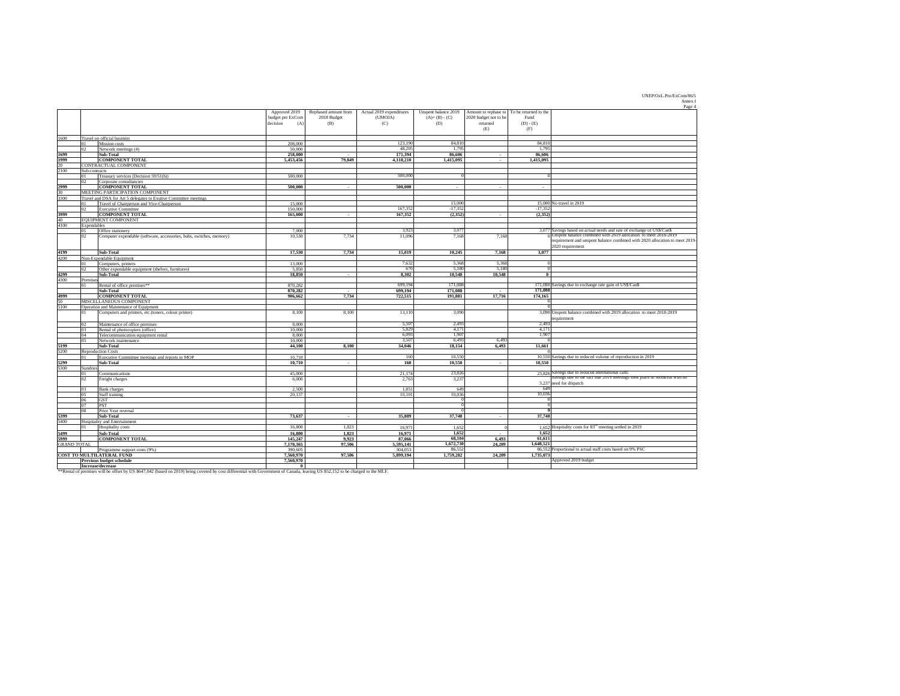| | | | Approved 2019 budget per ExCom decision (A) | Rephased amount from 2018 Budget (B) | Actual 2019 expenditures (UMOJA) (C) | Unspent balance 2019 (A)+ (B) - (C) (D) | Amount to rephase to 2020 budget not to be returned (E) | To be returned to the Fund (D) - (E) (F) | |
|---|---|---|---|---|---|---|---|---|---|
| 1600 | | Travel on official business | | | | | | | |
| | 01 | Mission costs | 208,000 | | 123,190 | 84,810 | | 84,810 | |
| | 02 | Network meetings (4) | 50,000 | | 48,205 | 1,795 | | 1,795 | |
| **1699** | | **Sub-Total** | **258,000** | - | **171,394** | **86,606** | - | **86,606** | |
| **1999** | | **COMPONENT TOTAL** | **5,453,456** | **79,849** | **4,118,210** | **1,415,095** | - | **1,415,095** | |
| 20 | | CONTRACTUAL COMPONENT | | | | | | | |
| 2100 | | Sub-contracts | | | | | | | |
| | 01 | Treasury services (Decision 59/51(b)) | 500,000 | | 500,000 | 0 | | 0 | |
| | 02 | Corporate consultancies | | | | | | | |
| **2999** | | **COMPONENT TOTAL** | **500,000** | - | **500,000** | - | - | - | |
| 30 | | MEETING PARTICIPATION COMPONENT | | | | | | | |
| 3300 | | Travel and DSA for Art 5 delegates to Exutive Committee meetings | | | | | | | |
| | 01 | Travel of Chairperson and Vice-Chairperson | 15,000 | | | 15,000 | | 15,000 | No travel in 2019 |
| | 02 | Executive Committee | 150,000 | | 167,352 | -17,352 | | -17,352 | |
| **3999** | | **COMPONENT TOTAL** | **165,000** | - | **167,352** | **(2,352)** | - | **(2,352)** | |
| 40 | | EQUIPMENT COMPONENT | | | | | | | |
| 4100 | | Expendables | | | | | | | |
| | 01 | Office stationery | 7,000 | | 3,923 | 3,077 | | 3,077 | Savings based on actual needs and rate of exchange of US$/Can$ |
| | 02 | Computer expendable (software, accessories, hubs, switches, memory) | 10,530 | 7,734 | 11,096 | 7,168 | 7,168 | 0 | Unspent balance combined with 2019 allocation to meet 2018-2019 requirement and unspent balance combined with 2020 allocation to meet 2019-2020 requirement |
| **4199** | | **Sub-Total** | **17,530** | **7,734** | **15,019** | **10,245** | **7,168** | **3,077** | |
| 4200 | | Non-Expendable Equipment | | | | | | | |
| | 01 | Computers, printers | 13,000 | | 7,632 | 5,368 | 5,368 | 0 | |
| | 02 | Other expendable equipment (shelves, furnitures) | 5,850 | | 670 | 5,180 | 5,180 | 0 | |
| **4299** | | **Sub-Total** | **18,850** | - | **8,302** | **10,548** | **10,548** | **0** | |
| 4300 | | Premises | | | | | | | |
| | 01 | Rental of office premises** | 870,282 | | 699,194 | 171,088 | | 171,088 | Savings due to exchange rate gain of US$/Can$ |
| | | **Sub-Total** | **870,282** | - | **699,194** | **171,088** | - | **171,088** | |
| **4999** | | **COMPONENT TOTAL** | **906,662** | **7,734** | **722,515** | **191,881** | **17,716** | **174,165** | |
| 50 | | MISCELLANEOUS COMPONENT | | | | | | 0 | |
| 5100 | | Operation and Maintenance of Equipment | | | | | | 0 | |
| | 01 | Computers and printers, etc.(toners, colour printer) | 8,100 | 8,100 | 13,110 | 3,090 | | 3,090 | Unspent balance combined with 2019 allocation to meet 2018-2019 requirement |
| | 02 | Maintenance of office premises | 8,000 | | 5,507 | 2,493 | | 2,493 | |
| | 03 | Rental of photocopiers (office) | 10,000 | | 5,829 | 4,171 | | 4,171 | |
| | 04 | Telecommunication equipment rental | 8,000 | | 6,093 | 1,907 | | 1,907 | |
| | 05 | Network maintenance | 10,000 | | 3,507 | 6,493 | 6,493 | 0 | |
| **5199** | | **Sub-Total** | **44,100** | **8,100** | **34,046** | **18,154** | **6,493** | **11,661** | |
| 5200 | | Reproduction Costs | | | | | | 0 | |
| | 01 | Executive Committee meetings and reports to MOP | 10,710 | | 160 | 10,550 | | 10,550 | Savings due to reduced volume of reproduction in 2019 |
| **5299** | | **Sub-Total** | **10,710** | - | **160** | **10,550** | - | **10,550** | |
| 5300 | | Sundries | | | | | | | |
| | 01 | Communications | 45,000 | | 21,174 | 23,826 | | 23,826 | Savings due to reduced international calls. |
| | 02 | Freight charges | 6,000 | | 2,763 | 3,237 | | 3,237 | Savings due to the fact that 2019 meetings took place in Montreal with no need for dispatch |
| | 03 | Bank charges | 2,500 | | 1,851 | 649 | | 649 | |
| | 05 | Staff training | 20,137 | | 10,101 | 10,036 | | 10,036 | |
| | 06 | GST | | | | 0 | | 0 | |
| | 07 | PST | | | | 0 | | 0 | |
| | 08 | Prior Year reversal | | | | 0 | | **0** | |
| **5399** | | **Sub-Total** | **73,637** | - | **35,889** | **37,748** | - | **37,748** | |
| 5400 | | Hospitality and Entertainment | | | | | | | |
| | 01 | Hospitality costs | 16,800 | 1,823 | 16,971 | 1,652 | 0 | 1,652 | Hospitality costs for 83rd meeting settled in 2019 |
| **5499** | | **Sub-Total** | **16,800** | **1,823** | **16,971** | **1,652** | - | **1,652** | |
| **5999** | | **COMPONENT TOTAL** | **145,247** | **9,923** | **87,066** | **68,104** | **6,493** | **61,611** | |
| GRAND TOTAL | | | 7,170,365 | 97,506 | 5,595,141 | 1,672,730 | 24,209 | 1,648,521 | |
| | | Programme support costs (9%) | 390,605 | | 304,053 | 86,552 | | 86,552 | Proportional to actual staff costs based on 9% PSC |
| **COST TO MULTILATERAL FUND** | | | **7,560,970** | **97,506** | **5,899,194** | **1,759,282** | **24,209** | **1,735,073** | |
| | | **Previous budget schedule** | **7,560,970** | | | | | | Approved 2019 budget |
| | | **Increase/decrease** | **0** | | | | | | |

**Rental of premises will be offset by US $647,042 (based on 2019) being covered by cost differential with Government of Canada, leaving US $52,152 to be charged to the MLF.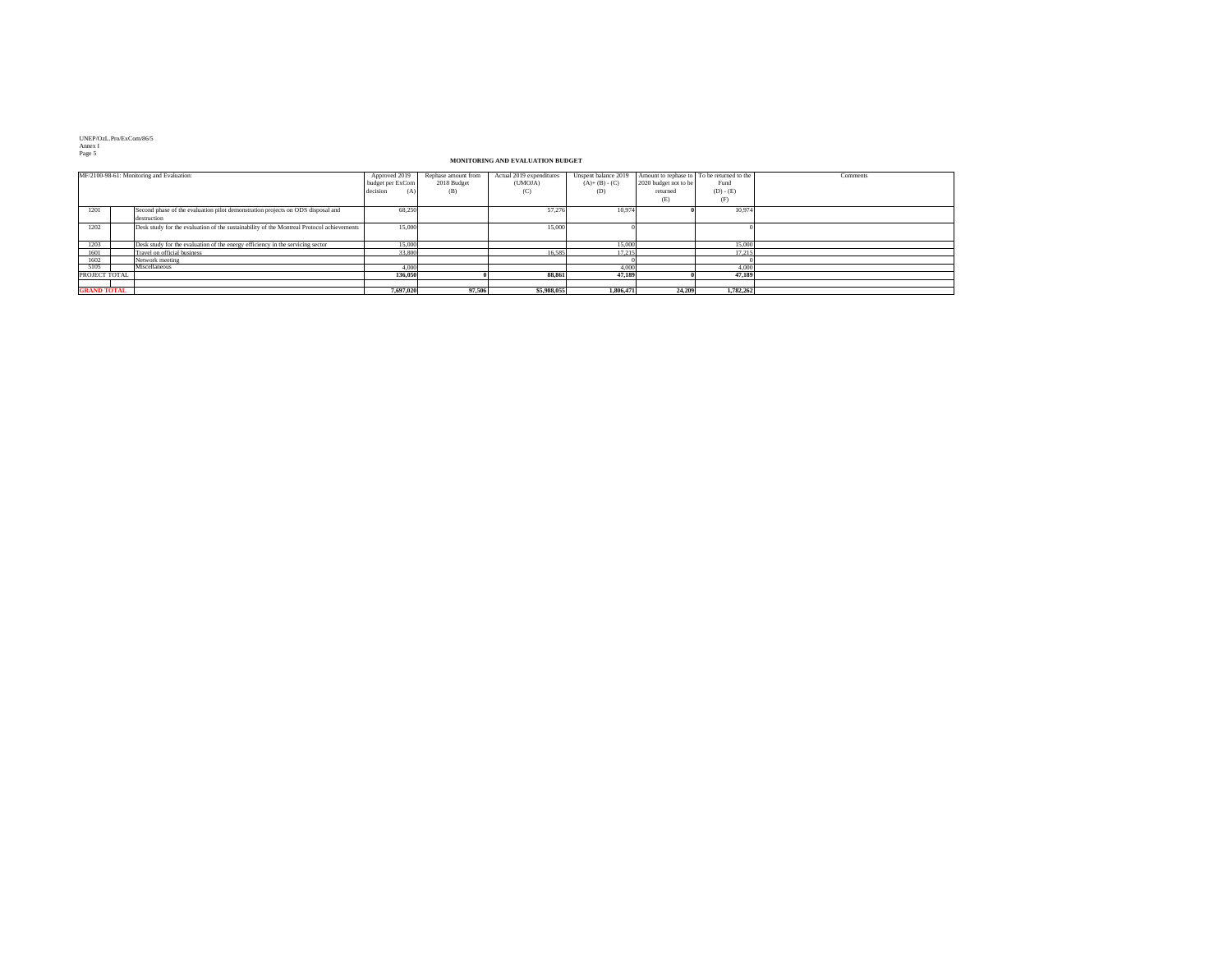**MONITORING AND EVALUATION BUDGET**

| MF/2100-98-61: Monitoring and Evaluation: | | Approved 2019 budget per ExCom decision (A) | Rephase amount from 2018 Budget (B) | Actual 2019 expenditures (UMOJA) (C) | Unspent balance 2019 (A)+ (B) - (C) (D) | Amount to rephase to 2020 budget not to be returned (E) | To be returned to the Fund (D) - (E) (F) | Comments |
|---|---|---|---|---|---|---|---|---|
| 1201 | Second phase of the evaluation pilot demonstration projects on ODS disposal and destruction | 68,250 | | 57,276 | 10,974 | **0** | 10,974 | |
| 1202 | Desk study for the evaluation of the sustainability of the Montreal Protocol achievements | 15,000 | | 15,000 | 0 | | 0 | |
| 1203 | Desk study for the evaluation of the energy efficiency in the servicing sector | 15,000 | | | 15,000 | | 15,000 | |
| 1601 | Travel on official business | 33,800 | | 16,585 | 17,215 | | 17,215 | |
| 1602 | Network meeting | | | | 0 | | 0 | |
| 5105 | Miscellaneous | 4,000 | | | 4,000 | | 4,000 | |
| PROJECT TOTAL | | **136,050** | **0** | **88,861** | **47,189** | **0** | **47,189** | |
| | | | | | | | | |
| **GRAND TOTAL** | | **7,697,020** | **97,506** | **\$5,988,055** | **1,806,471** | **24,209** | **1,782,262** | |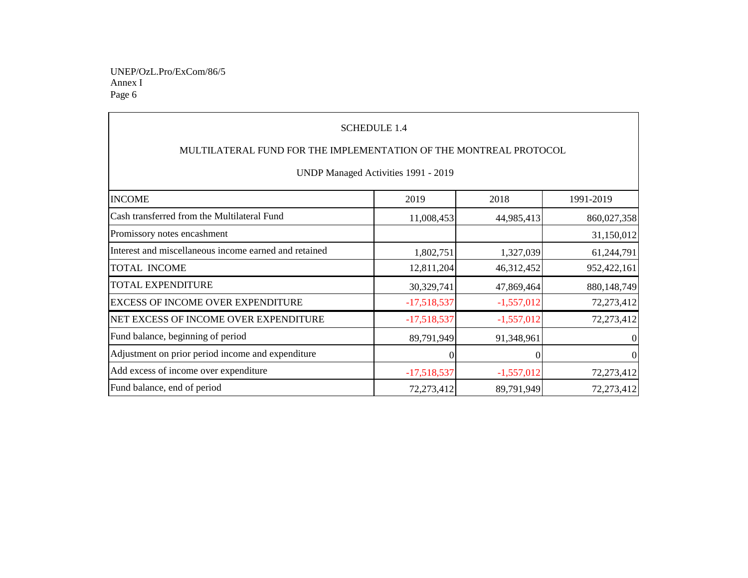SCHEDULE 1.4

MULTILATERAL FUND FOR THE IMPLEMENTATION OF THE MONTREAL PROTOCOL

UNDP Managed Activities 1991 - 2019

| INCOME | 2019 | 2018 | 1991-2019 |
|---|---|---|---|
| Cash transferred from the Multilateral Fund | 11,008,453 | 44,985,413 | 860,027,358 |
| Promissory notes encashment | | | 31,150,012 |
| Interest and miscellaneous income earned and retained | 1,802,751 | 1,327,039 | 61,244,791 |
| TOTAL INCOME | 12,811,204 | 46,312,452 | 952,422,161 |
| TOTAL EXPENDITURE | 30,329,741 | 47,869,464 | 880,148,749 |
| EXCESS OF INCOME OVER EXPENDITURE | -17,518,537 | -1,557,012 | 72,273,412 |
| NET EXCESS OF INCOME OVER EXPENDITURE | -17,518,537 | -1,557,012 | 72,273,412 |
| Fund balance, beginning of period | 89,791,949 | 91,348,961 | 0 |
| Adjustment on prior period income and expenditure | 0 | 0 | 0 |
| Add excess of income over expenditure | -17,518,537 | -1,557,012 | 72,273,412 |
| Fund balance, end of period | 72,273,412 | 89,791,949 | 72,273,412 |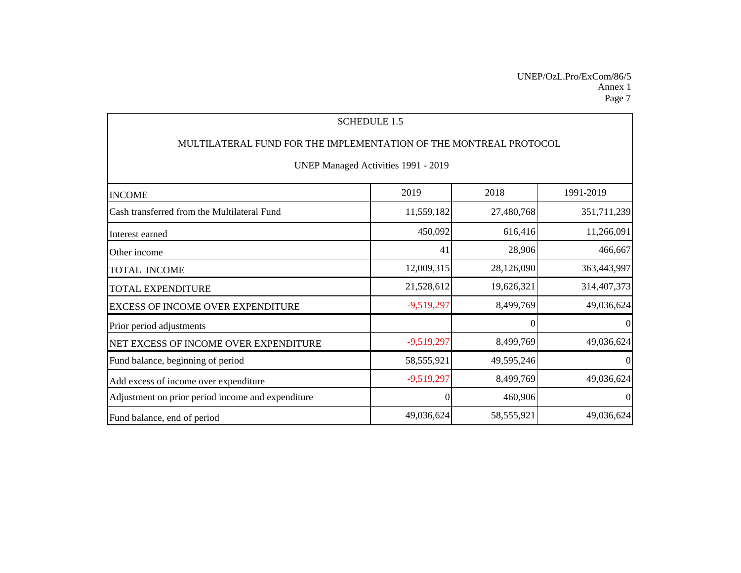SCHEDULE 1.5

MULTILATERAL FUND FOR THE IMPLEMENTATION OF THE MONTREAL PROTOCOL

UNEP Managed Activities 1991 - 2019

| INCOME | 2019 | 2018 | 1991-2019 |
|---|---|---|---|
| Cash transferred from the Multilateral Fund | 11,559,182 | 27,480,768 | 351,711,239 |
| Interest earned | 450,092 | 616,416 | 11,266,091 |
| Other income | 41 | 28,906 | 466,667 |
| TOTAL INCOME | 12,009,315 | 28,126,090 | 363,443,997 |
| TOTAL EXPENDITURE | 21,528,612 | 19,626,321 | 314,407,373 |
| EXCESS OF INCOME OVER EXPENDITURE | -9,519,297 | 8,499,769 | 49,036,624 |
| Prior period adjustments | | 0 | 0 |
| NET EXCESS OF INCOME OVER EXPENDITURE | -9,519,297 | 8,499,769 | 49,036,624 |
| Fund balance, beginning of period | 58,555,921 | 49,595,246 | 0 |
| Add excess of income over expenditure | -9,519,297 | 8,499,769 | 49,036,624 |
| Adjustment on prior period income and expenditure | 0 | 460,906 | 0 |
| Fund balance, end of period | 49,036,624 | 58,555,921 | 49,036,624 |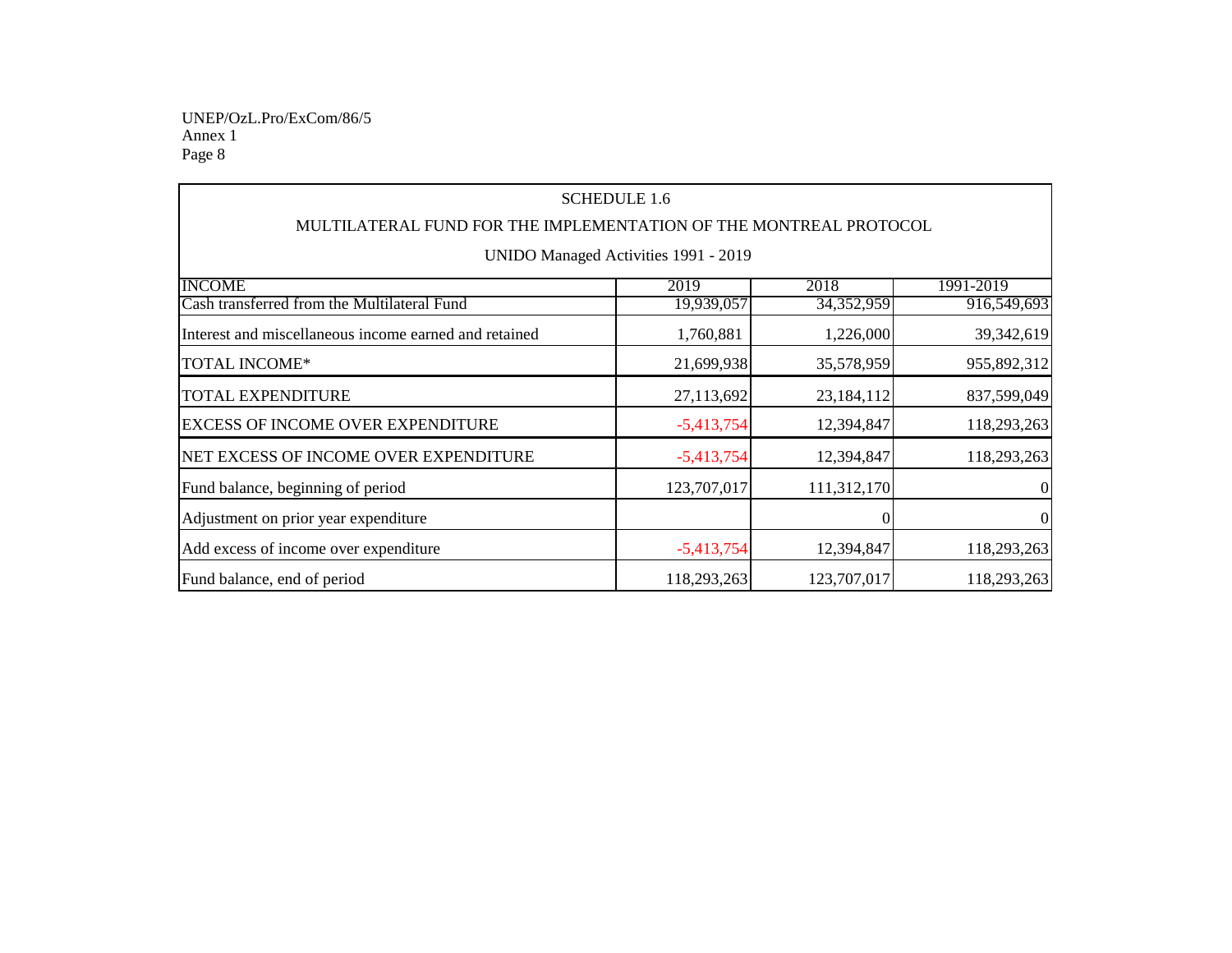SCHEDULE 1.6

MULTILATERAL FUND FOR THE IMPLEMENTATION OF THE MONTREAL PROTOCOL

UNIDO Managed Activities 1991 - 2019

| INCOME | 2019 | 2018 | 1991-2019 |
|---|---|---|---|
| Cash transferred from the Multilateral Fund | 19,939,057 | 34,352,959 | 916,549,693 |
| Interest and miscellaneous income earned and retained | 1,760,881 | 1,226,000 | 39,342,619 |
| TOTAL INCOME* | 21,699,938 | 35,578,959 | 955,892,312 |
| TOTAL EXPENDITURE | 27,113,692 | 23,184,112 | 837,599,049 |
| EXCESS OF INCOME OVER EXPENDITURE | -5,413,754 | 12,394,847 | 118,293,263 |
| NET EXCESS OF INCOME OVER EXPENDITURE | -5,413,754 | 12,394,847 | 118,293,263 |
| Fund balance, beginning of period | 123,707,017 | 111,312,170 | 0 |
| Adjustment on prior year expenditure | | 0 | 0 |
| Add excess of income over expenditure | -5,413,754 | 12,394,847 | 118,293,263 |
| Fund balance, end of period | 118,293,263 | 123,707,017 | 118,293,263 |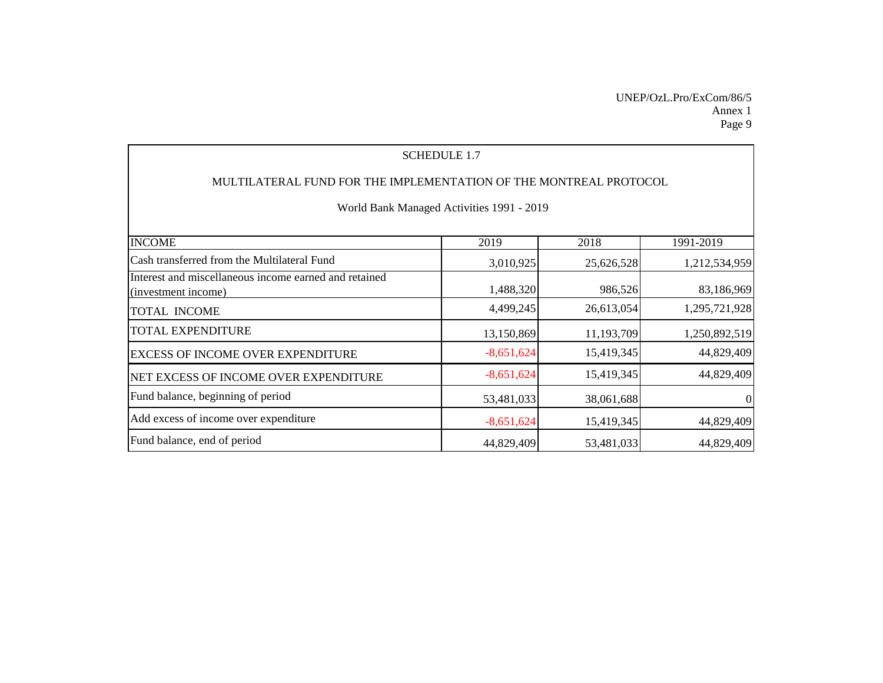SCHEDULE 1.7

MULTILATERAL FUND FOR THE IMPLEMENTATION OF THE MONTREAL PROTOCOL

World Bank Managed Activities 1991 - 2019

| INCOME | 2019 | 2018 | 1991-2019 |
|---|---|---|---|
| Cash transferred from the Multilateral Fund | 3,010,925 | 25,626,528 | 1,212,534,959 |
| Interest and miscellaneous income earned and retained (investment income) | 1,488,320 | 986,526 | 83,186,969 |
| TOTAL INCOME | 4,499,245 | 26,613,054 | 1,295,721,928 |
| TOTAL EXPENDITURE | 13,150,869 | 11,193,709 | 1,250,892,519 |
| EXCESS OF INCOME OVER EXPENDITURE | -8,651,624 | 15,419,345 | 44,829,409 |
| NET EXCESS OF INCOME OVER EXPENDITURE | -8,651,624 | 15,419,345 | 44,829,409 |
| Fund balance, beginning of period | 53,481,033 | 38,061,688 | 0 |
| Add excess of income over expenditure | -8,651,624 | 15,419,345 | 44,829,409 |
| Fund balance, end of period | 44,829,409 | 53,481,033 | 44,829,409 |